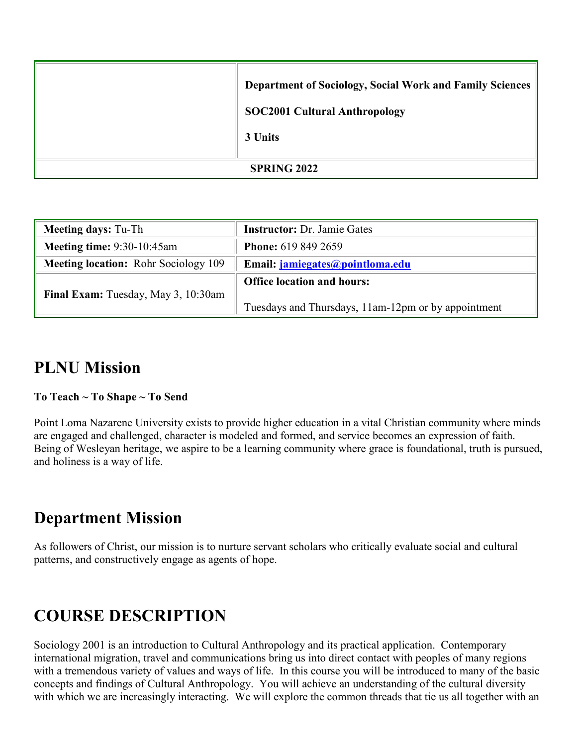| | |
|---|---|
| | **Department of Sociology, Social Work and Family Sciences**<br><br>**SOC2001 Cultural Anthropology**<br><br>**3 Units** |
| **SPRING 2022** | |

| | |
|---|---|
| **Meeting days:** Tu-Th | **Instructor:** Dr. Jamie Gates |
| **Meeting time:** 9:30-10:45am | **Phone:** 619 849 2659 |
| **Meeting location:** Rohr Sociology 109 | **Email: jamiegates@pointloma.edu** |
| **Final Exam:** Tuesday, May 3, 10:30am | **Office location and hours:**<br><br>Tuesdays and Thursdays, 11am-12pm or by appointment |

## PLNU Mission

**To Teach ~ To Shape ~ To Send**

Point Loma Nazarene University exists to provide higher education in a vital Christian community where minds are engaged and challenged, character is modeled and formed, and service becomes an expression of faith. Being of Wesleyan heritage, we aspire to be a learning community where grace is foundational, truth is pursued, and holiness is a way of life.

## Department Mission

As followers of Christ, our mission is to nurture servant scholars who critically evaluate social and cultural patterns, and constructively engage as agents of hope.

## COURSE DESCRIPTION

Sociology 2001 is an introduction to Cultural Anthropology and its practical application. Contemporary international migration, travel and communications bring us into direct contact with peoples of many regions with a tremendous variety of values and ways of life. In this course you will be introduced to many of the basic concepts and findings of Cultural Anthropology. You will achieve an understanding of the cultural diversity with which we are increasingly interacting. We will explore the common threads that tie us all together with an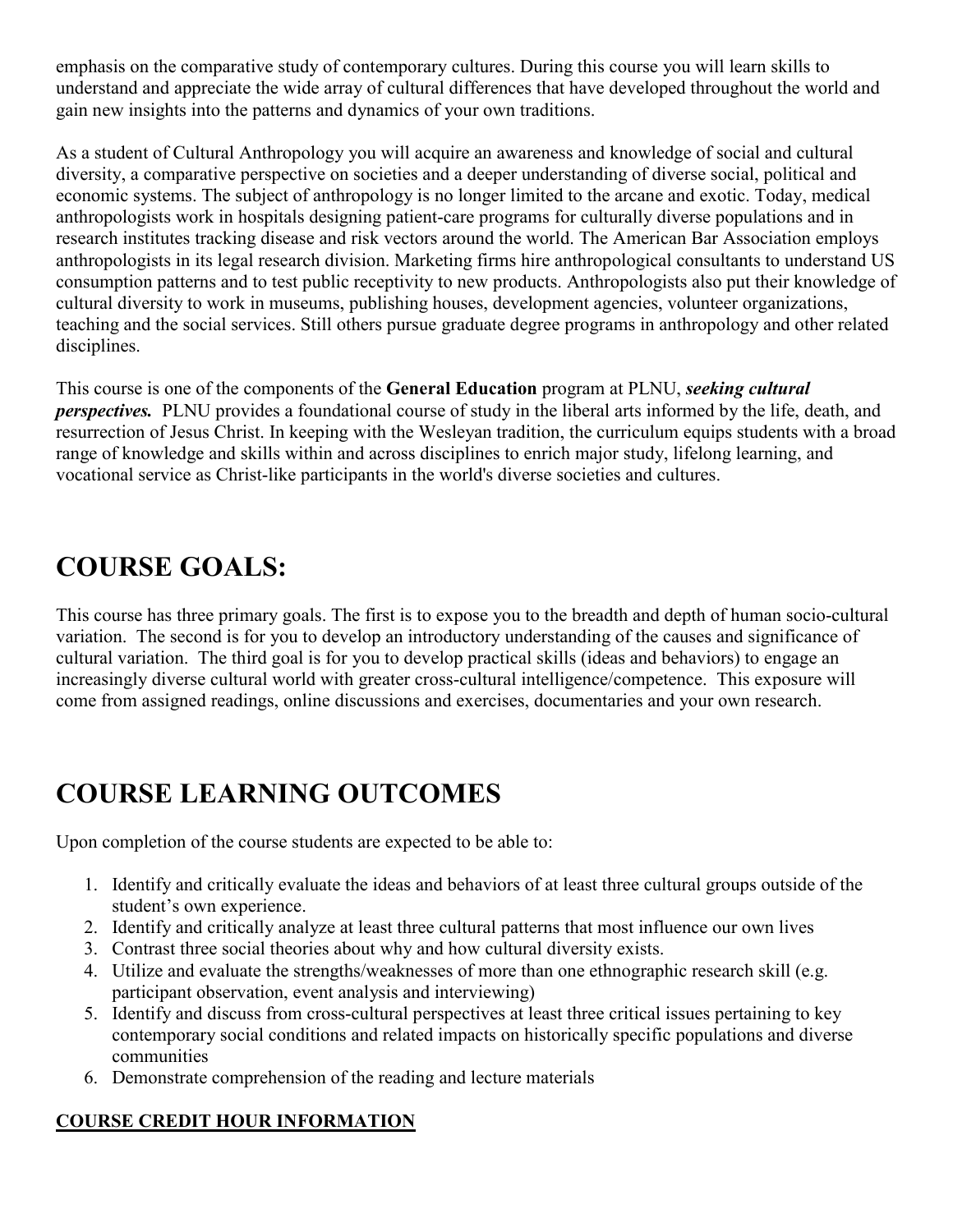emphasis on the comparative study of contemporary cultures. During this course you will learn skills to understand and appreciate the wide array of cultural differences that have developed throughout the world and gain new insights into the patterns and dynamics of your own traditions.

As a student of Cultural Anthropology you will acquire an awareness and knowledge of social and cultural diversity, a comparative perspective on societies and a deeper understanding of diverse social, political and economic systems. The subject of anthropology is no longer limited to the arcane and exotic. Today, medical anthropologists work in hospitals designing patient-care programs for culturally diverse populations and in research institutes tracking disease and risk vectors around the world. The American Bar Association employs anthropologists in its legal research division. Marketing firms hire anthropological consultants to understand US consumption patterns and to test public receptivity to new products. Anthropologists also put their knowledge of cultural diversity to work in museums, publishing houses, development agencies, volunteer organizations, teaching and the social services. Still others pursue graduate degree programs in anthropology and other related disciplines.

This course is one of the components of the **General Education** program at PLNU, ***seeking cultural perspectives.*** PLNU provides a foundational course of study in the liberal arts informed by the life, death, and resurrection of Jesus Christ. In keeping with the Wesleyan tradition, the curriculum equips students with a broad range of knowledge and skills within and across disciplines to enrich major study, lifelong learning, and vocational service as Christ-like participants in the world's diverse societies and cultures.

# COURSE GOALS:

This course has three primary goals. The first is to expose you to the breadth and depth of human socio-cultural variation. The second is for you to develop an introductory understanding of the causes and significance of cultural variation. The third goal is for you to develop practical skills (ideas and behaviors) to engage an increasingly diverse cultural world with greater cross-cultural intelligence/competence. This exposure will come from assigned readings, online discussions and exercises, documentaries and your own research.

# COURSE LEARNING OUTCOMES

Upon completion of the course students are expected to be able to:

1. Identify and critically evaluate the ideas and behaviors of at least three cultural groups outside of the student's own experience.
2. Identify and critically analyze at least three cultural patterns that most influence our own lives
3. Contrast three social theories about why and how cultural diversity exists.
4. Utilize and evaluate the strengths/weaknesses of more than one ethnographic research skill (e.g. participant observation, event analysis and interviewing)
5. Identify and discuss from cross-cultural perspectives at least three critical issues pertaining to key contemporary social conditions and related impacts on historically specific populations and diverse communities
6. Demonstrate comprehension of the reading and lecture materials

**COURSE CREDIT HOUR INFORMATION**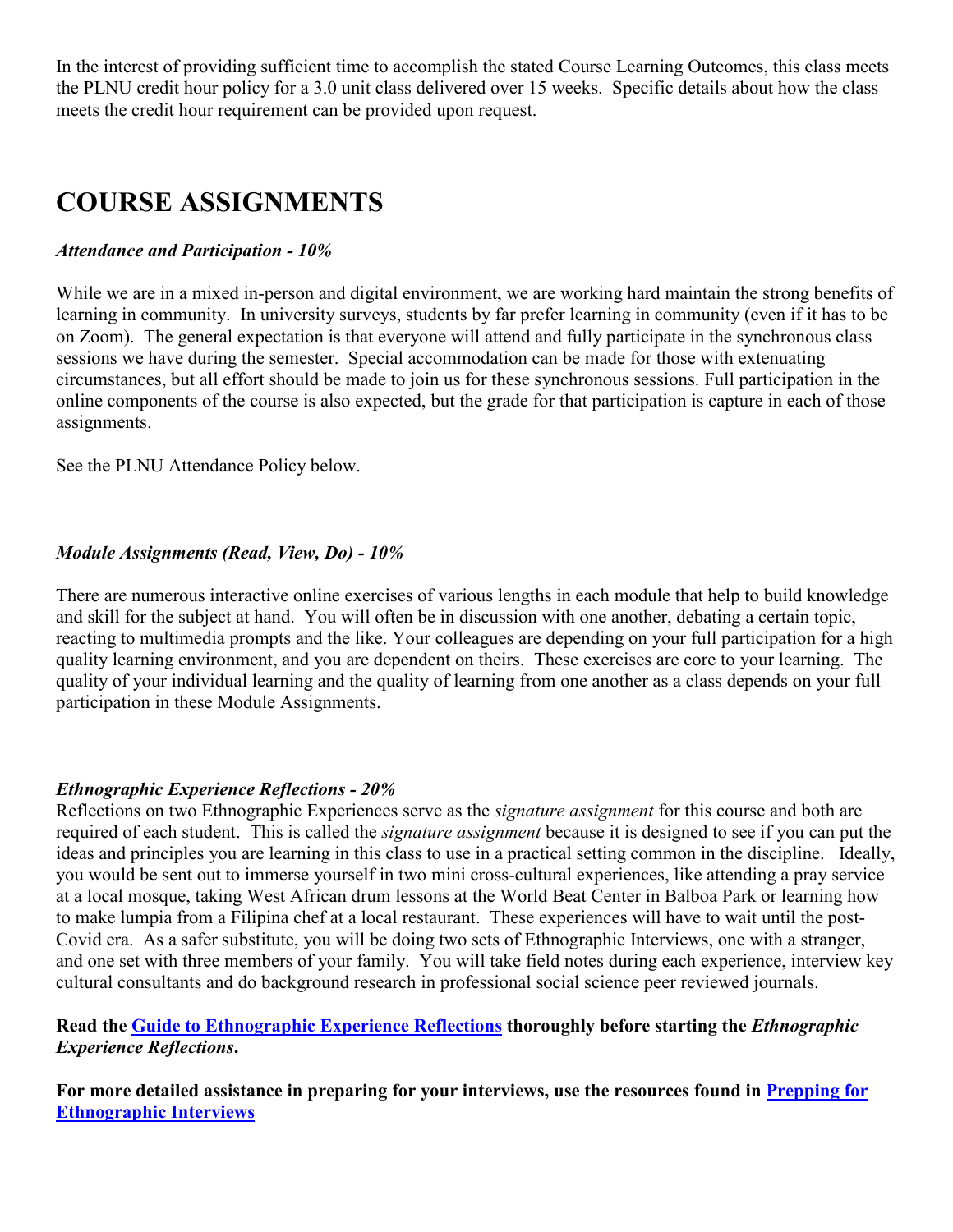In the interest of providing sufficient time to accomplish the stated Course Learning Outcomes, this class meets the PLNU credit hour policy for a 3.0 unit class delivered over 15 weeks. Specific details about how the class meets the credit hour requirement can be provided upon request.

# COURSE ASSIGNMENTS

***Attendance and Participation - 10%***

While we are in a mixed in-person and digital environment, we are working hard maintain the strong benefits of learning in community. In university surveys, students by far prefer learning in community (even if it has to be on Zoom). The general expectation is that everyone will attend and fully participate in the synchronous class sessions we have during the semester. Special accommodation can be made for those with extenuating circumstances, but all effort should be made to join us for these synchronous sessions. Full participation in the online components of the course is also expected, but the grade for that participation is capture in each of those assignments.

See the PLNU Attendance Policy below.

***Module Assignments (Read, View, Do) - 10%***

There are numerous interactive online exercises of various lengths in each module that help to build knowledge and skill for the subject at hand. You will often be in discussion with one another, debating a certain topic, reacting to multimedia prompts and the like. Your colleagues are depending on your full participation for a high quality learning environment, and you are dependent on theirs. These exercises are core to your learning. The quality of your individual learning and the quality of learning from one another as a class depends on your full participation in these Module Assignments.

***Ethnographic Experience Reflections - 20%***

Reflections on two Ethnographic Experiences serve as the *signature assignment* for this course and both are required of each student. This is called the *signature assignment* because it is designed to see if you can put the ideas and principles you are learning in this class to use in a practical setting common in the discipline. Ideally, you would be sent out to immerse yourself in two mini cross-cultural experiences, like attending a pray service at a local mosque, taking West African drum lessons at the World Beat Center in Balboa Park or learning how to make lumpia from a Filipina chef at a local restaurant. These experiences will have to wait until the post-Covid era. As a safer substitute, you will be doing two sets of Ethnographic Interviews, one with a stranger, and one set with three members of your family. You will take field notes during each experience, interview key cultural consultants and do background research in professional social science peer reviewed journals.

**Read the Guide to Ethnographic Experience Reflections thoroughly before starting the *Ethnographic Experience Reflections*.**

**For more detailed assistance in preparing for your interviews, use the resources found in Prepping for Ethnographic Interviews**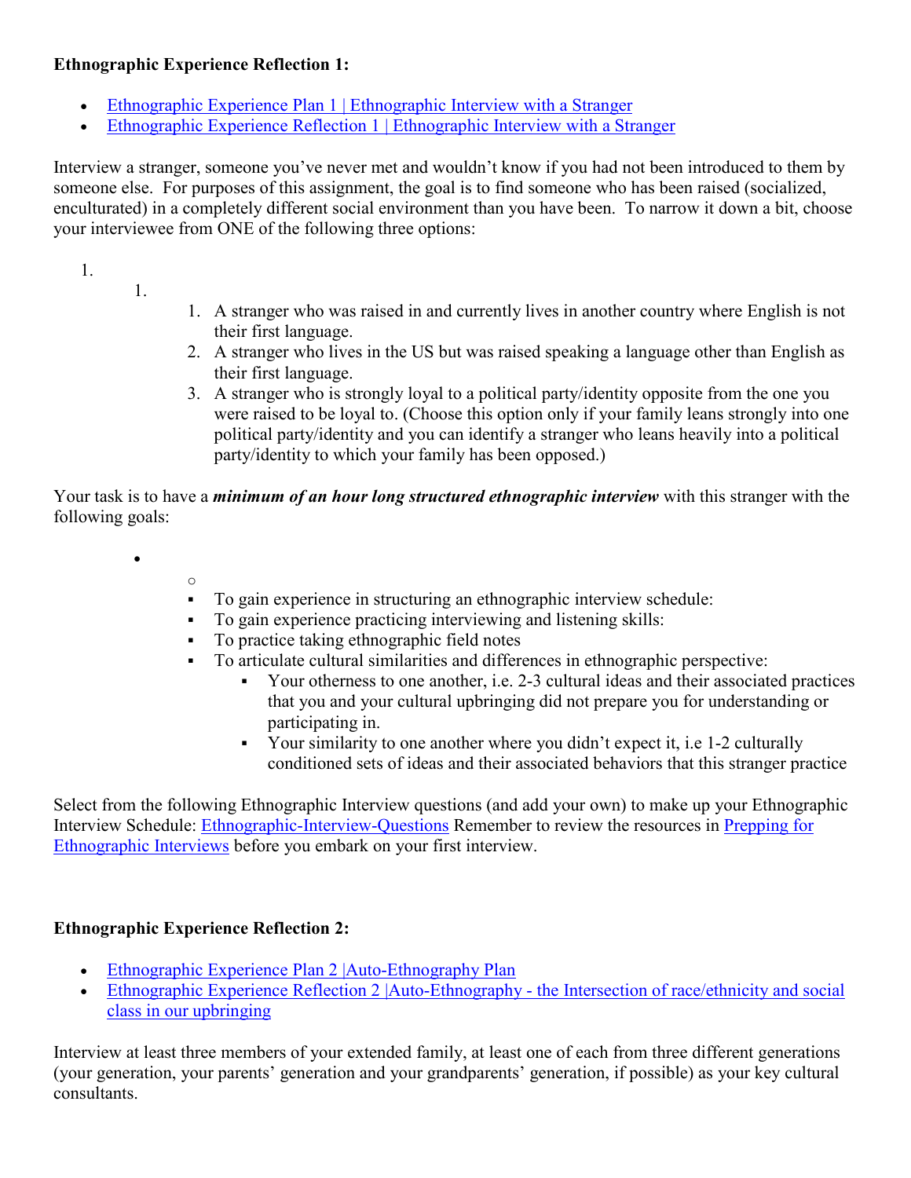**Ethnographic Experience Reflection 1:**

- [Ethnographic Experience Plan 1 | Ethnographic Interview with a Stranger]
- [Ethnographic Experience Reflection 1 | Ethnographic Interview with a Stranger]

Interview a stranger, someone you've never met and wouldn't know if you had not been introduced to them by someone else. For purposes of this assignment, the goal is to find someone who has been raised (socialized, enculturated) in a completely different social environment than you have been. To narrow it down a bit, choose your interviewee from ONE of the following three options:

1. A stranger who was raised in and currently lives in another country where English is not their first language.
2. A stranger who lives in the US but was raised speaking a language other than English as their first language.
3. A stranger who is strongly loyal to a political party/identity opposite from the one you were raised to be loyal to. (Choose this option only if your family leans strongly into one political party/identity and you can identify a stranger who leans heavily into a political party/identity to which your family has been opposed.)

Your task is to have a ***minimum of an hour long structured ethnographic interview*** with this stranger with the following goals:

- To gain experience in structuring an ethnographic interview schedule:
- To gain experience practicing interviewing and listening skills:
- To practice taking ethnographic field notes
- To articulate cultural similarities and differences in ethnographic perspective:
  - Your otherness to one another, i.e. 2-3 cultural ideas and their associated practices that you and your cultural upbringing did not prepare you for understanding or participating in.
  - Your similarity to one another where you didn't expect it, i.e 1-2 culturally conditioned sets of ideas and their associated behaviors that this stranger practice

Select from the following Ethnographic Interview questions (and add your own) to make up your Ethnographic Interview Schedule: [Ethnographic-Interview-Questions] Remember to review the resources in [Prepping for Ethnographic Interviews] before you embark on your first interview.

**Ethnographic Experience Reflection 2:**

- [Ethnographic Experience Plan 2 |Auto-Ethnography Plan]
- [Ethnographic Experience Reflection 2 |Auto-Ethnography - the Intersection of race/ethnicity and social class in our upbringing]

Interview at least three members of your extended family, at least one of each from three different generations (your generation, your parents' generation and your grandparents' generation, if possible) as your key cultural consultants.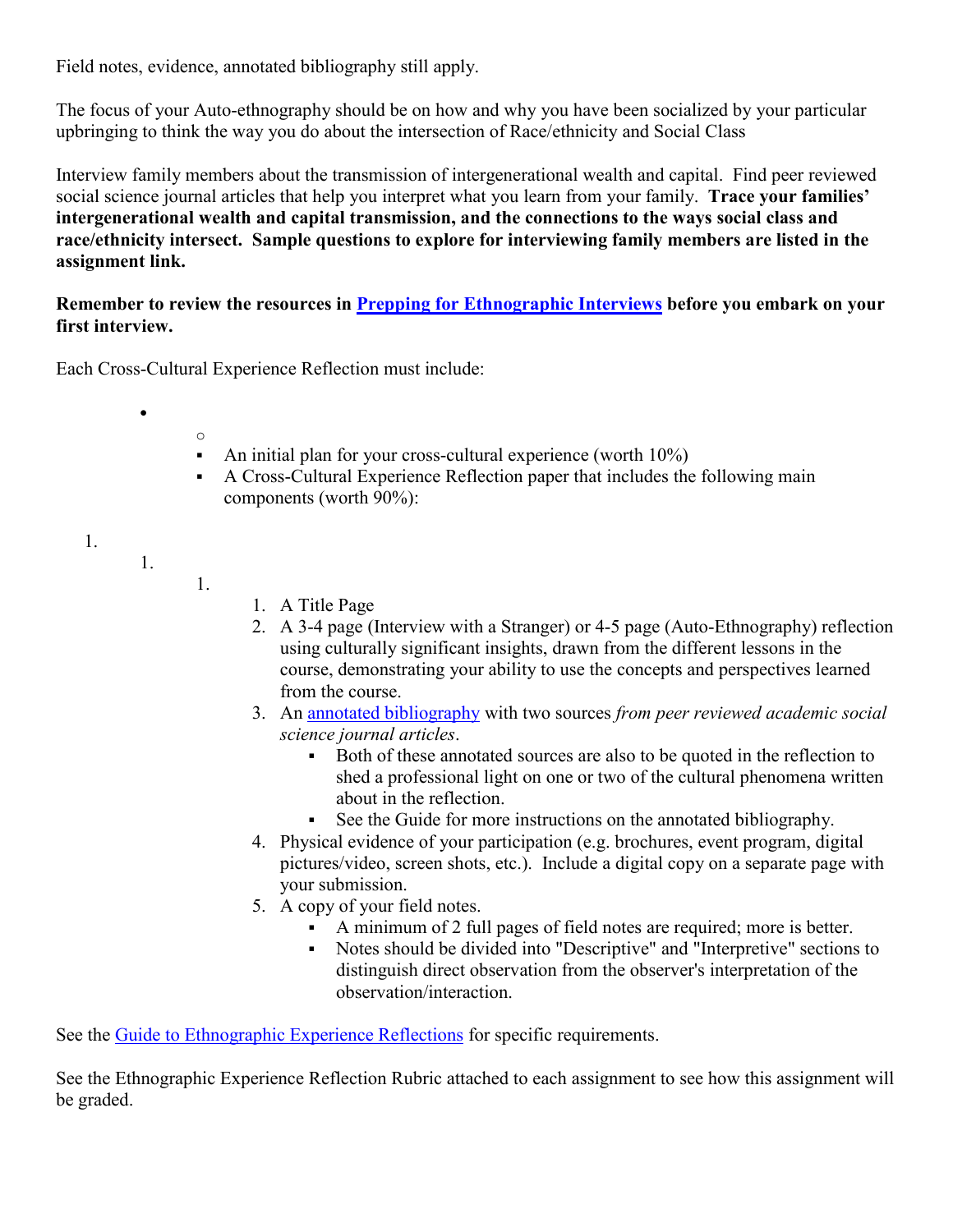Field notes, evidence, annotated bibliography still apply.

The focus of your Auto-ethnography should be on how and why you have been socialized by your particular upbringing to think the way you do about the intersection of Race/ethnicity and Social Class

Interview family members about the transmission of intergenerational wealth and capital. Find peer reviewed social science journal articles that help you interpret what you learn from your family. **Trace your families' intergenerational wealth and capital transmission, and the connections to the ways social class and race/ethnicity intersect. Sample questions to explore for interviewing family members are listed in the assignment link.**

**Remember to review the resources in [Prepping for Ethnographic Interviews] before you embark on your first interview.**

Each Cross-Cultural Experience Reflection must include:

- An initial plan for your cross-cultural experience (worth 10%)
- A Cross-Cultural Experience Reflection paper that includes the following main components (worth 90%):

1. A Title Page
2. A 3-4 page (Interview with a Stranger) or 4-5 page (Auto-Ethnography) reflection using culturally significant insights, drawn from the different lessons in the course, demonstrating your ability to use the concepts and perspectives learned from the course.
3. An [annotated bibliography] with two sources *from peer reviewed academic social science journal articles*.
   - Both of these annotated sources are also to be quoted in the reflection to shed a professional light on one or two of the cultural phenomena written about in the reflection.
   - See the Guide for more instructions on the annotated bibliography.
4. Physical evidence of your participation (e.g. brochures, event program, digital pictures/video, screen shots, etc.). Include a digital copy on a separate page with your submission.
5. A copy of your field notes.
   - A minimum of 2 full pages of field notes are required; more is better.
   - Notes should be divided into "Descriptive" and "Interpretive" sections to distinguish direct observation from the observer's interpretation of the observation/interaction.

See the [Guide to Ethnographic Experience Reflections] for specific requirements.

See the Ethnographic Experience Reflection Rubric attached to each assignment to see how this assignment will be graded.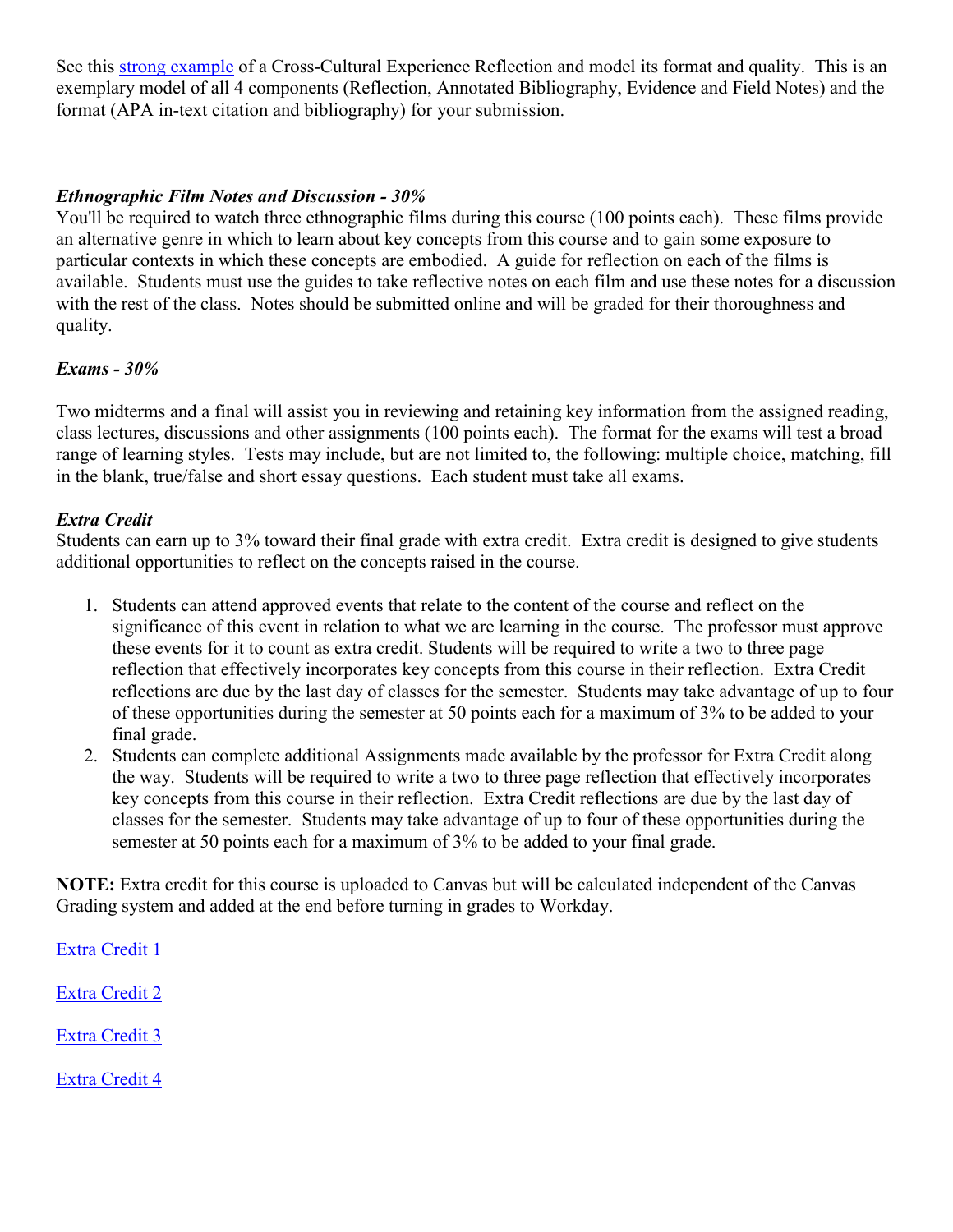See this strong example of a Cross-Cultural Experience Reflection and model its format and quality. This is an exemplary model of all 4 components (Reflection, Annotated Bibliography, Evidence and Field Notes) and the format (APA in-text citation and bibliography) for your submission.

***Ethnographic Film Notes and Discussion - 30%***

You'll be required to watch three ethnographic films during this course (100 points each). These films provide an alternative genre in which to learn about key concepts from this course and to gain some exposure to particular contexts in which these concepts are embodied. A guide for reflection on each of the films is available. Students must use the guides to take reflective notes on each film and use these notes for a discussion with the rest of the class. Notes should be submitted online and will be graded for their thoroughness and quality.

***Exams - 30%***

Two midterms and a final will assist you in reviewing and retaining key information from the assigned reading, class lectures, discussions and other assignments (100 points each). The format for the exams will test a broad range of learning styles. Tests may include, but are not limited to, the following: multiple choice, matching, fill in the blank, true/false and short essay questions. Each student must take all exams.

***Extra Credit***

Students can earn up to 3% toward their final grade with extra credit. Extra credit is designed to give students additional opportunities to reflect on the concepts raised in the course.

1. Students can attend approved events that relate to the content of the course and reflect on the significance of this event in relation to what we are learning in the course. The professor must approve these events for it to count as extra credit. Students will be required to write a two to three page reflection that effectively incorporates key concepts from this course in their reflection. Extra Credit reflections are due by the last day of classes for the semester. Students may take advantage of up to four of these opportunities during the semester at 50 points each for a maximum of 3% to be added to your final grade.
2. Students can complete additional Assignments made available by the professor for Extra Credit along the way. Students will be required to write a two to three page reflection that effectively incorporates key concepts from this course in their reflection. Extra Credit reflections are due by the last day of classes for the semester. Students may take advantage of up to four of these opportunities during the semester at 50 points each for a maximum of 3% to be added to your final grade.

**NOTE:** Extra credit for this course is uploaded to Canvas but will be calculated independent of the Canvas Grading system and added at the end before turning in grades to Workday.

Extra Credit 1

Extra Credit 2

Extra Credit 3

Extra Credit 4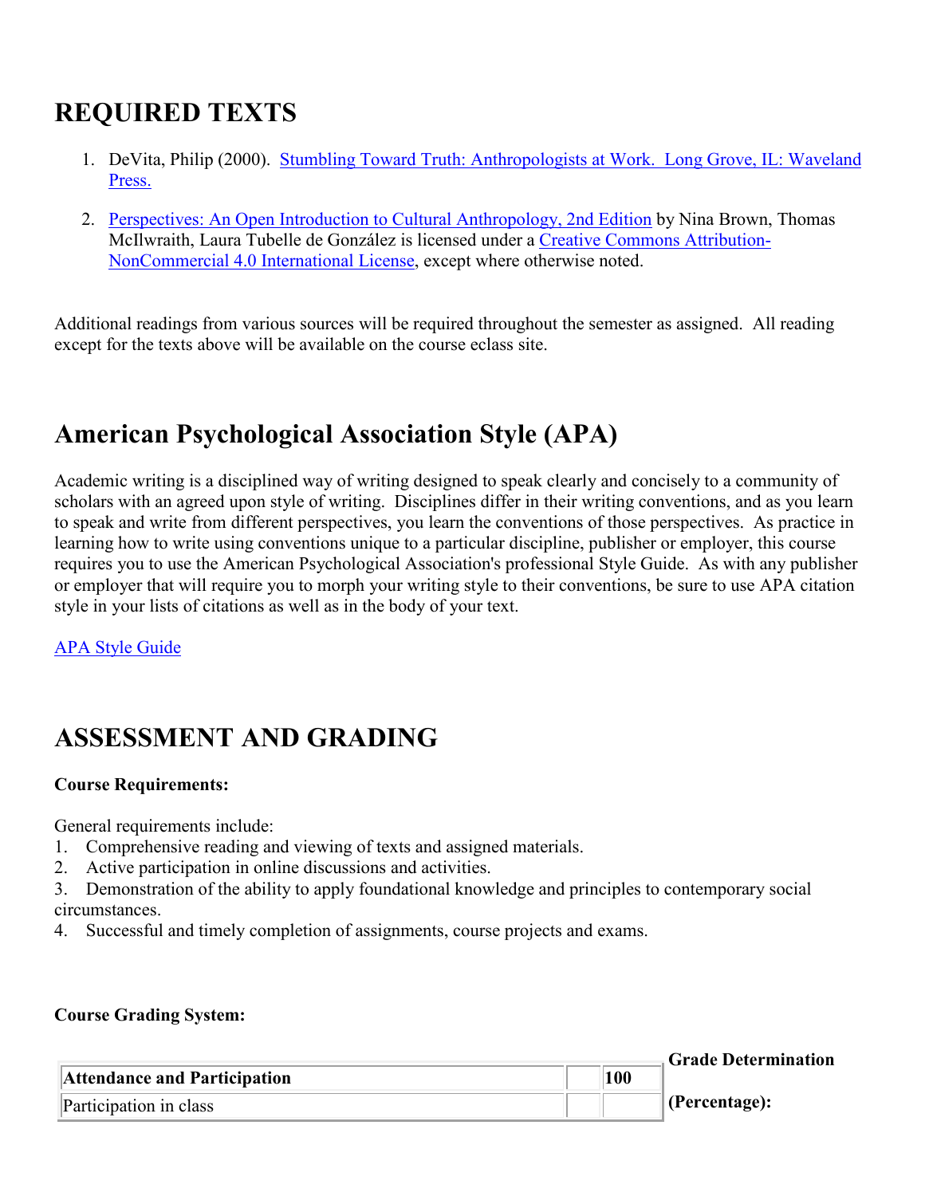# REQUIRED TEXTS

1. DeVita, Philip (2000). Stumbling Toward Truth: Anthropologists at Work. Long Grove, IL: Waveland Press.

2. Perspectives: An Open Introduction to Cultural Anthropology, 2nd Edition by Nina Brown, Thomas McIlwraith, Laura Tubelle de González is licensed under a Creative Commons Attribution-NonCommercial 4.0 International License, except where otherwise noted.

Additional readings from various sources will be required throughout the semester as assigned. All reading except for the texts above will be available on the course eclass site.

# American Psychological Association Style (APA)

Academic writing is a disciplined way of writing designed to speak clearly and concisely to a community of scholars with an agreed upon style of writing. Disciplines differ in their writing conventions, and as you learn to speak and write from different perspectives, you learn the conventions of those perspectives. As practice in learning how to write using conventions unique to a particular discipline, publisher or employer, this course requires you to use the American Psychological Association's professional Style Guide. As with any publisher or employer that will require you to morph your writing style to their conventions, be sure to use APA citation style in your lists of citations as well as in the body of your text.

APA Style Guide

# ASSESSMENT AND GRADING

**Course Requirements:**

General requirements include:
1. Comprehensive reading and viewing of texts and assigned materials.
2. Active participation in online discussions and activities.
3. Demonstration of the ability to apply foundational knowledge and principles to contemporary social circumstances.
4. Successful and timely completion of assignments, course projects and exams.

**Course Grading System:**

| **Attendance and Participation** | | **100** |
|---|---|---|
| Participation in class | | |

**Grade Determination (Percentage):**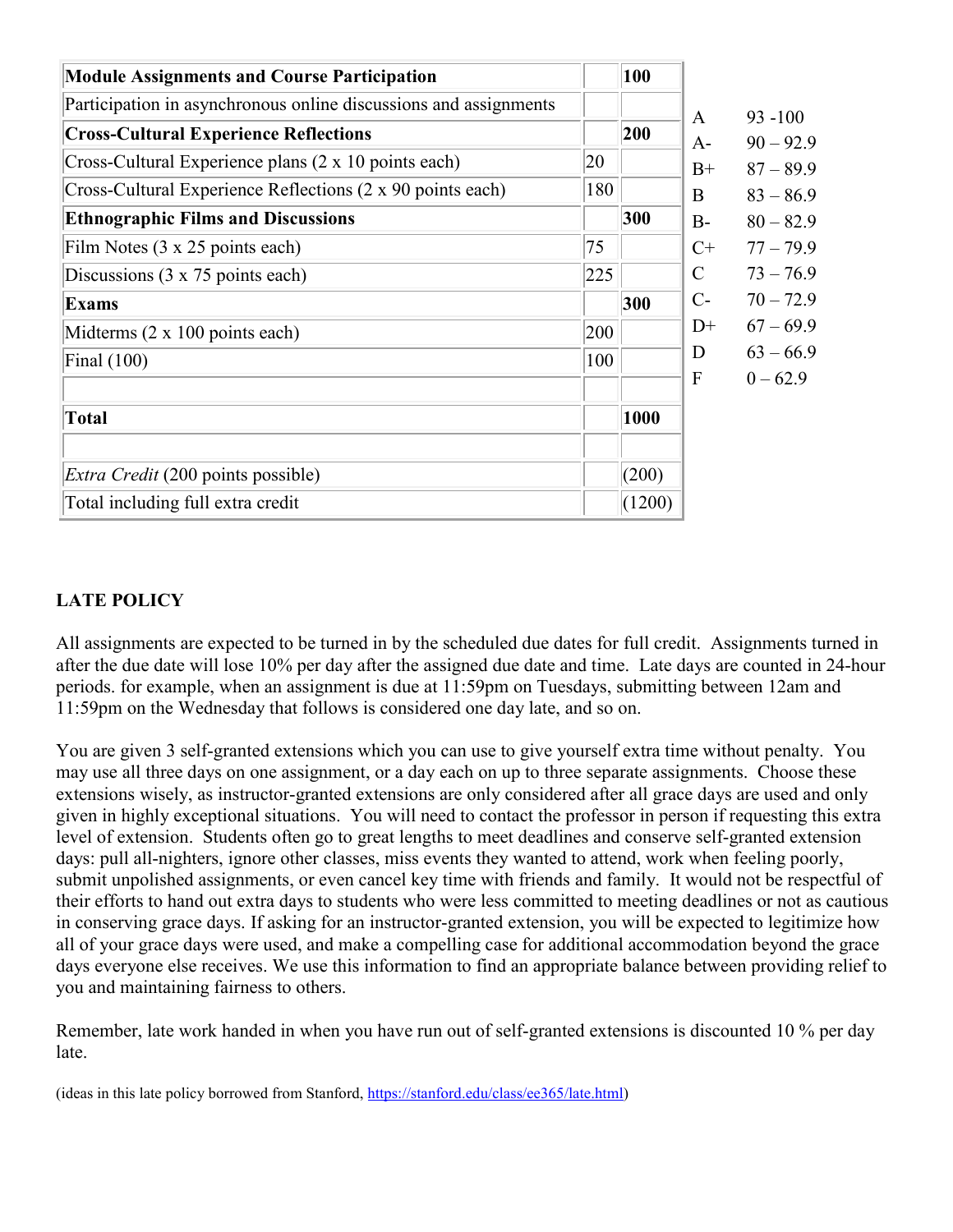| Module Assignments and Course Participation | | 100 |
|---|---|---|
| Participation in asynchronous online discussions and assignments | | |
| **Cross-Cultural Experience Reflections** | | **200** |
| Cross-Cultural Experience plans (2 x 10 points each) | 20 | |
| Cross-Cultural Experience Reflections (2 x 90 points each) | 180 | |
| **Ethnographic Films and Discussions** | | **300** |
| Film Notes (3 x 25 points each) | 75 | |
| Discussions (3 x 75 points each) | 225 | |
| **Exams** | | **300** |
| Midterms (2 x 100 points each) | 200 | |
| Final (100) | 100 | |
| | | |
| **Total** | | **1000** |
| | | |
| *Extra Credit* (200 points possible) | | (200) |
| Total including full extra credit | | (1200) |

| Grade | Range |
|---|---|
| A | 93 -100 |
| A- | 90 – 92.9 |
| B+ | 87 – 89.9 |
| B | 83 – 86.9 |
| B- | 80 – 82.9 |
| C+ | 77 – 79.9 |
| C | 73 – 76.9 |
| C- | 70 – 72.9 |
| D+ | 67 – 69.9 |
| D | 63 – 66.9 |
| F | 0 – 62.9 |

## LATE POLICY

All assignments are expected to be turned in by the scheduled due dates for full credit. Assignments turned in after the due date will lose 10% per day after the assigned due date and time. Late days are counted in 24-hour periods. for example, when an assignment is due at 11:59pm on Tuesdays, submitting between 12am and 11:59pm on the Wednesday that follows is considered one day late, and so on.

You are given 3 self-granted extensions which you can use to give yourself extra time without penalty. You may use all three days on one assignment, or a day each on up to three separate assignments. Choose these extensions wisely, as instructor-granted extensions are only considered after all grace days are used and only given in highly exceptional situations. You will need to contact the professor in person if requesting this extra level of extension. Students often go to great lengths to meet deadlines and conserve self-granted extension days: pull all-nighters, ignore other classes, miss events they wanted to attend, work when feeling poorly, submit unpolished assignments, or even cancel key time with friends and family. It would not be respectful of their efforts to hand out extra days to students who were less committed to meeting deadlines or not as cautious in conserving grace days. If asking for an instructor-granted extension, you will be expected to legitimize how all of your grace days were used, and make a compelling case for additional accommodation beyond the grace days everyone else receives. We use this information to find an appropriate balance between providing relief to you and maintaining fairness to others.

Remember, late work handed in when you have run out of self-granted extensions is discounted 10 % per day late.

(ideas in this late policy borrowed from Stanford, https://stanford.edu/class/ee365/late.html)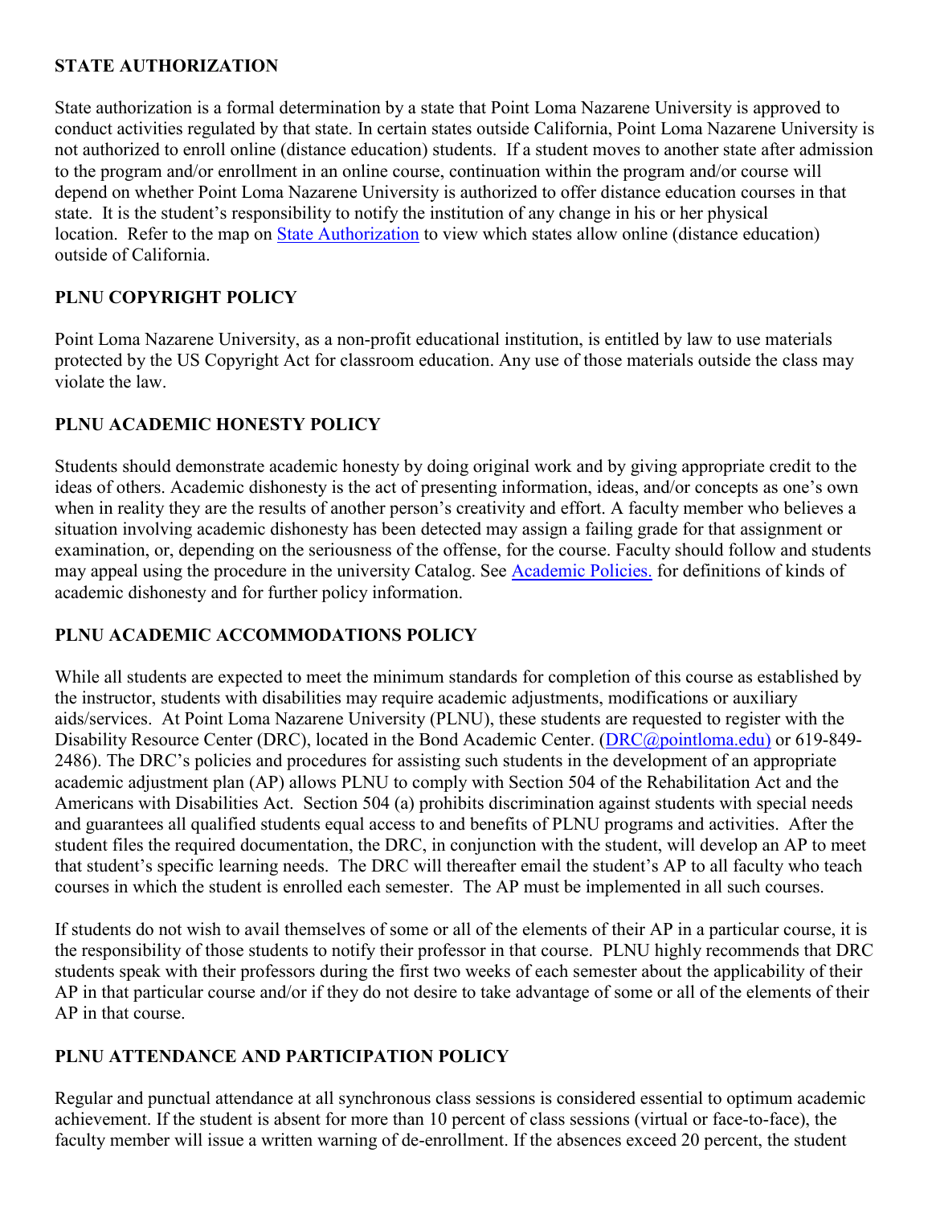**STATE AUTHORIZATION**

State authorization is a formal determination by a state that Point Loma Nazarene University is approved to conduct activities regulated by that state. In certain states outside California, Point Loma Nazarene University is not authorized to enroll online (distance education) students. If a student moves to another state after admission to the program and/or enrollment in an online course, continuation within the program and/or course will depend on whether Point Loma Nazarene University is authorized to offer distance education courses in that state. It is the student's responsibility to notify the institution of any change in his or her physical location. Refer to the map on State Authorization to view which states allow online (distance education) outside of California.

**PLNU COPYRIGHT POLICY**

Point Loma Nazarene University, as a non-profit educational institution, is entitled by law to use materials protected by the US Copyright Act for classroom education. Any use of those materials outside the class may violate the law.

**PLNU ACADEMIC HONESTY POLICY**

Students should demonstrate academic honesty by doing original work and by giving appropriate credit to the ideas of others. Academic dishonesty is the act of presenting information, ideas, and/or concepts as one's own when in reality they are the results of another person's creativity and effort. A faculty member who believes a situation involving academic dishonesty has been detected may assign a failing grade for that assignment or examination, or, depending on the seriousness of the offense, for the course. Faculty should follow and students may appeal using the procedure in the university Catalog. See Academic Policies. for definitions of kinds of academic dishonesty and for further policy information.

**PLNU ACADEMIC ACCOMMODATIONS POLICY**

While all students are expected to meet the minimum standards for completion of this course as established by the instructor, students with disabilities may require academic adjustments, modifications or auxiliary aids/services. At Point Loma Nazarene University (PLNU), these students are requested to register with the Disability Resource Center (DRC), located in the Bond Academic Center. (DRC@pointloma.edu) or 619-849-2486). The DRC's policies and procedures for assisting such students in the development of an appropriate academic adjustment plan (AP) allows PLNU to comply with Section 504 of the Rehabilitation Act and the Americans with Disabilities Act. Section 504 (a) prohibits discrimination against students with special needs and guarantees all qualified students equal access to and benefits of PLNU programs and activities. After the student files the required documentation, the DRC, in conjunction with the student, will develop an AP to meet that student's specific learning needs. The DRC will thereafter email the student's AP to all faculty who teach courses in which the student is enrolled each semester. The AP must be implemented in all such courses.

If students do not wish to avail themselves of some or all of the elements of their AP in a particular course, it is the responsibility of those students to notify their professor in that course. PLNU highly recommends that DRC students speak with their professors during the first two weeks of each semester about the applicability of their AP in that particular course and/or if they do not desire to take advantage of some or all of the elements of their AP in that course.

**PLNU ATTENDANCE AND PARTICIPATION POLICY**

Regular and punctual attendance at all synchronous class sessions is considered essential to optimum academic achievement. If the student is absent for more than 10 percent of class sessions (virtual or face-to-face), the faculty member will issue a written warning of de-enrollment. If the absences exceed 20 percent, the student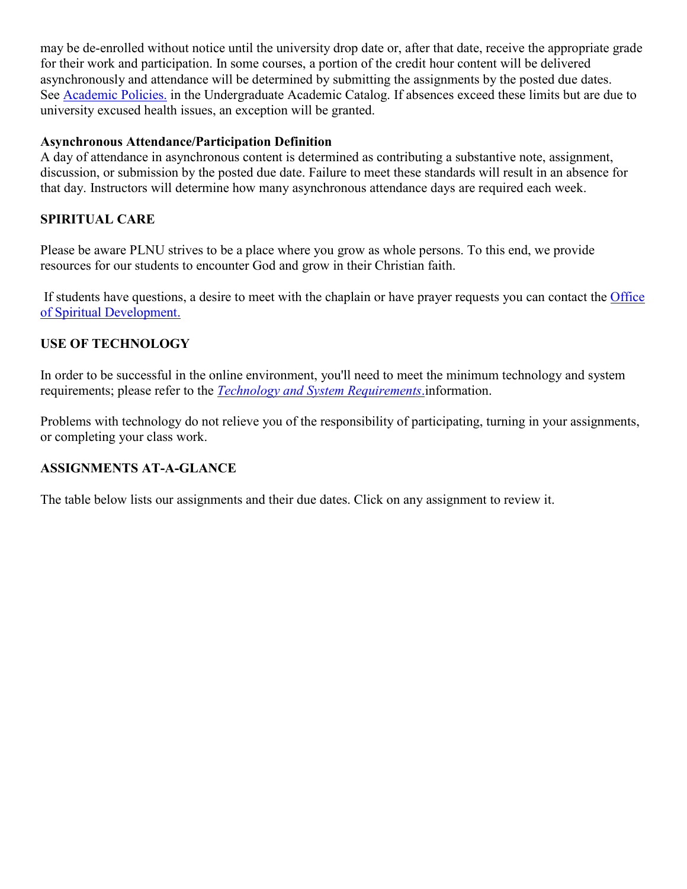may be de-enrolled without notice until the university drop date or, after that date, receive the appropriate grade for their work and participation. In some courses, a portion of the credit hour content will be delivered asynchronously and attendance will be determined by submitting the assignments by the posted due dates. See [Academic Policies.] in the Undergraduate Academic Catalog. If absences exceed these limits but are due to university excused health issues, an exception will be granted.

**Asynchronous Attendance/Participation Definition**

A day of attendance in asynchronous content is determined as contributing a substantive note, assignment, discussion, or submission by the posted due date. Failure to meet these standards will result in an absence for that day. Instructors will determine how many asynchronous attendance days are required each week.

## SPIRITUAL CARE

Please be aware PLNU strives to be a place where you grow as whole persons. To this end, we provide resources for our students to encounter God and grow in their Christian faith.

If students have questions, a desire to meet with the chaplain or have prayer requests you can contact the [Office of Spiritual Development.]

## USE OF TECHNOLOGY

In order to be successful in the online environment, you'll need to meet the minimum technology and system requirements; please refer to the *Technology and System Requirements.* information.

Problems with technology do not relieve you of the responsibility of participating, turning in your assignments, or completing your class work.

## ASSIGNMENTS AT-A-GLANCE

The table below lists our assignments and their due dates. Click on any assignment to review it.